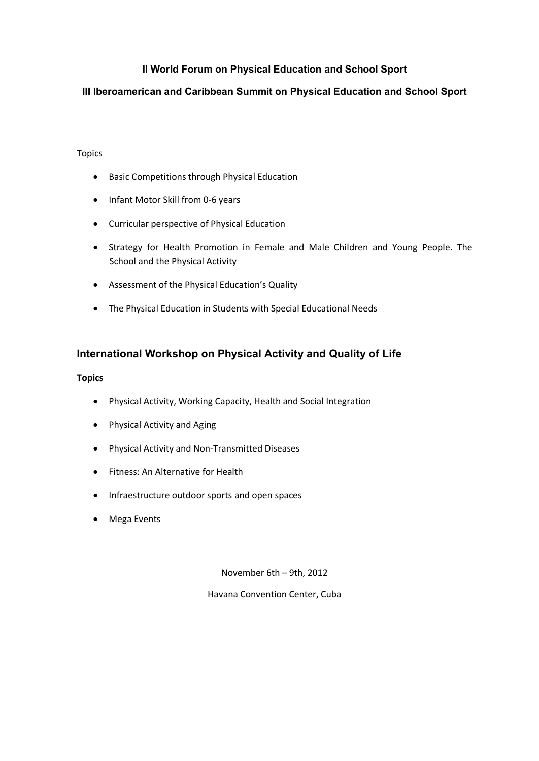## II World Forum on Physical Education and School Sport

## III Iberoamerican and Caribbean Summit on Physical Education and School Sport

Topics

- Basic Competitions through Physical Education
- Infant Motor Skill from 0-6 years
- Curricular perspective of Physical Education
- Strategy for Health Promotion in Female and Male Children and Young People. The School and the Physical Activity
- Assessment of the Physical Education's Quality
- The Physical Education in Students with Special Educational Needs

## International Workshop on Physical Activity and Quality of Life

**Topics**

- Physical Activity, Working Capacity, Health and Social Integration
- Physical Activity and Aging
- Physical Activity and Non-Transmitted Diseases
- Fitness: An Alternative for Health
- Infraestructure outdoor sports and open spaces
- Mega Events

November 6th – 9th, 2012

Havana Convention Center, Cuba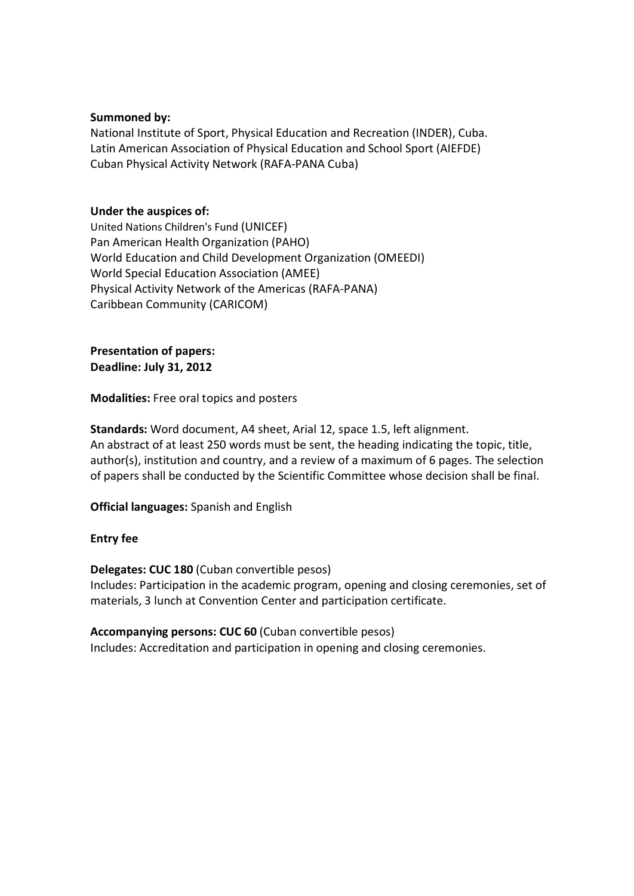**Summoned by:**
National Institute of Sport, Physical Education and Recreation (INDER), Cuba.
Latin American Association of Physical Education and School Sport (AIEFDE)
Cuban Physical Activity Network (RAFA-PANA Cuba)

**Under the auspices of:**
United Nations Children's Fund (UNICEF)
Pan American Health Organization (PAHO)
World Education and Child Development Organization (OMEEDI)
World Special Education Association (AMEE)
Physical Activity Network of the Americas (RAFA-PANA)
Caribbean Community (CARICOM)

**Presentation of papers:**
**Deadline: July 31, 2012**

**Modalities:** Free oral topics and posters

**Standards:** Word document, A4 sheet, Arial 12, space 1.5, left alignment.
An abstract of at least 250 words must be sent, the heading indicating the topic, title, author(s), institution and country, and a review of a maximum of 6 pages. The selection of papers shall be conducted by the Scientific Committee whose decision shall be final.

**Official languages:** Spanish and English

**Entry fee**

**Delegates: CUC 180** (Cuban convertible pesos)
Includes: Participation in the academic program, opening and closing ceremonies, set of materials, 3 lunch at Convention Center and participation certificate.

**Accompanying persons: CUC 60** (Cuban convertible pesos)
Includes: Accreditation and participation in opening and closing ceremonies.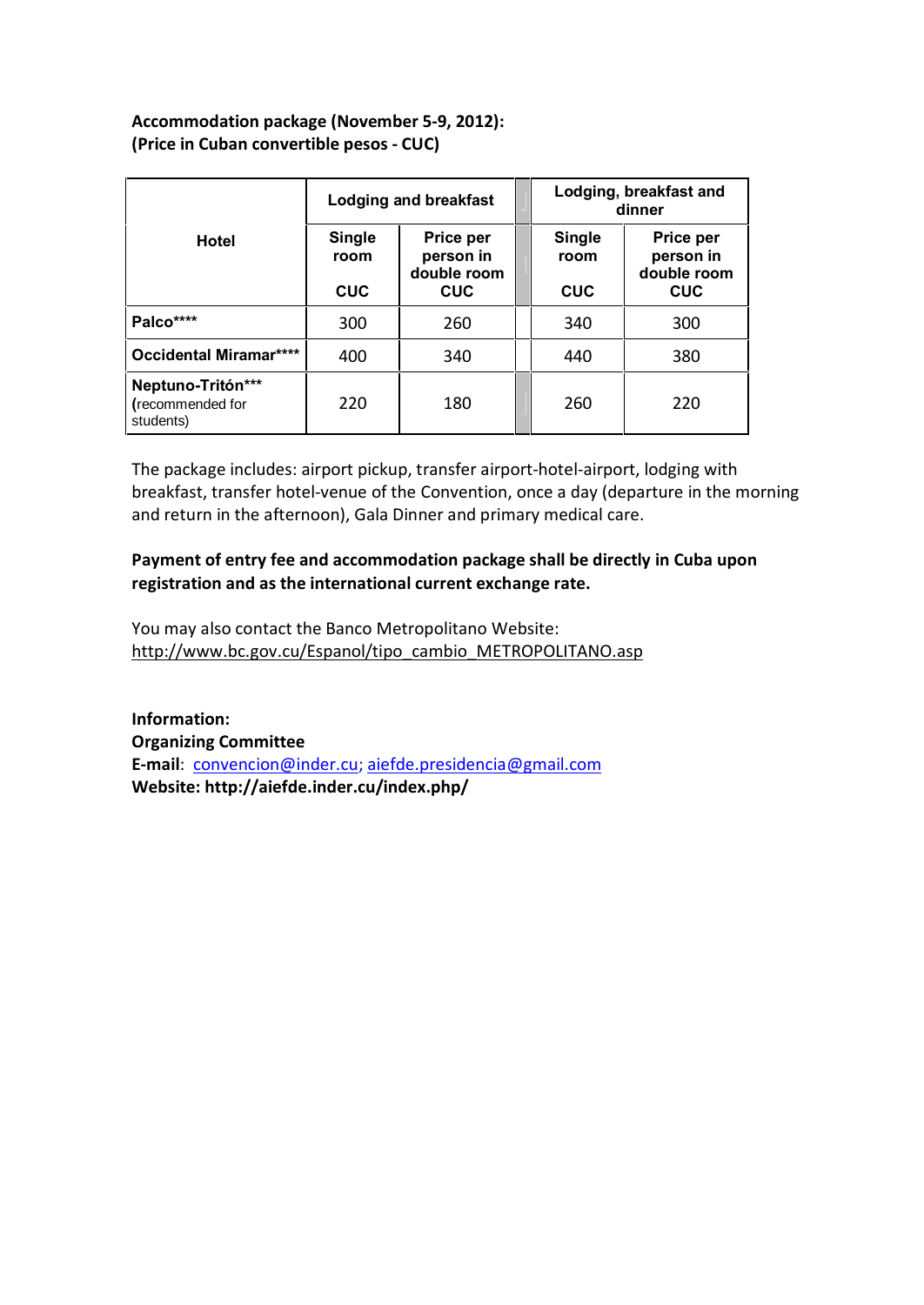**Accommodation package (November 5-9, 2012):**
**(Price in Cuban convertible pesos - CUC)**

| Hotel | Lodging and breakfast | | Lodging, breakfast and dinner | |
|---|---|---|---|---|
| | Single room CUC | Price per person in double room CUC | Single room CUC | Price per person in double room CUC |
| **Palco\*\*\*\*** | 300 | 260 | 340 | 300 |
| **Occidental Miramar\*\*\*\*** | 400 | 340 | 440 | 380 |
| **Neptuno-Tritón\*\*\*** (recommended for students) | 220 | 180 | 260 | 220 |

The package includes: airport pickup, transfer airport-hotel-airport, lodging with breakfast, transfer hotel-venue of the Convention, once a day (departure in the morning and return in the afternoon), Gala Dinner and primary medical care.

**Payment of entry fee and accommodation package shall be directly in Cuba upon registration and as the international current exchange rate.**

You may also contact the Banco Metropolitano Website:
http://www.bc.gov.cu/Espanol/tipo_cambio_METROPOLITANO.asp

**Information:**
**Organizing Committee**
**E-mail**: convencion@inder.cu; aiefde.presidencia@gmail.com
**Website: http://aiefde.inder.cu/index.php/**